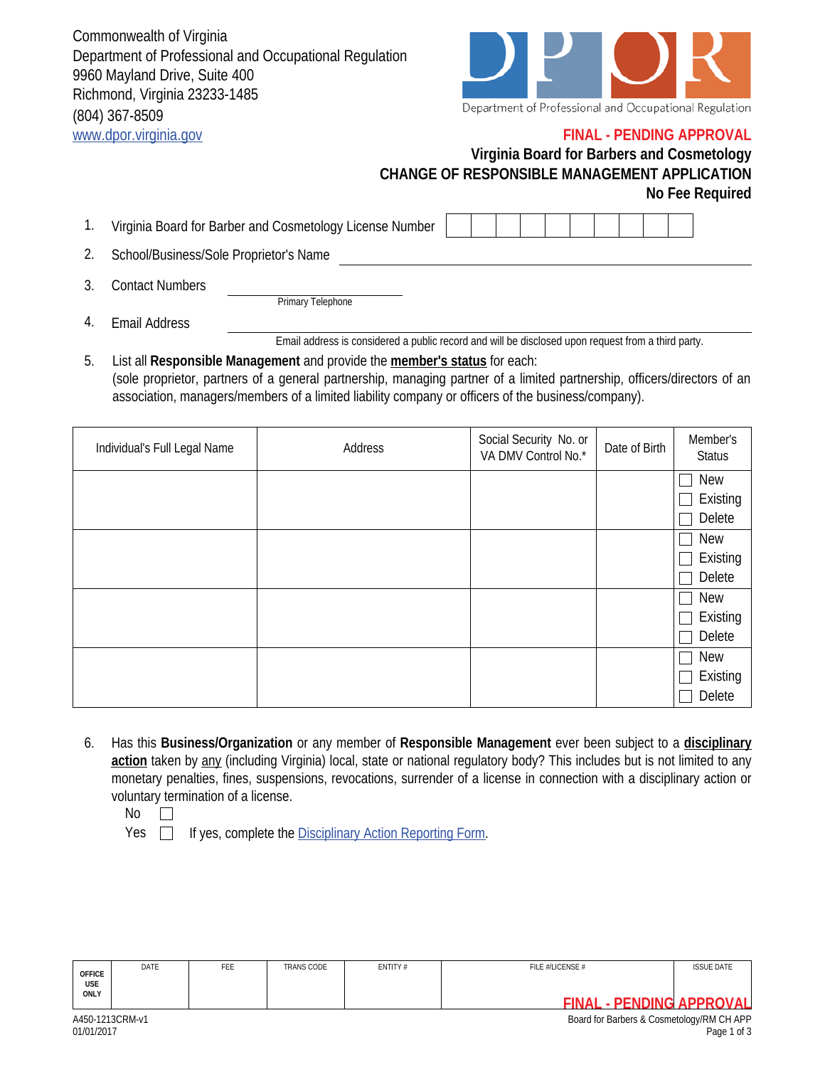Commonwealth of Virginia
Department of Professional and Occupational Regulation
9960 Mayland Drive, Suite 400
Richmond, Virginia 23233-1485
(804) 367-8509
www.dpor.virginia.gov

Department of Professional and Occupational Regulation

**FINAL - PENDING APPROVAL**

## Virginia Board for Barbers and Cosmetology
## CHANGE OF RESPONSIBLE MANAGEMENT APPLICATION
**No Fee Required**

1. Virginia Board for Barber and Cosmetology License Number ☐☐☐☐☐☐☐☐☐☐

2. School/Business/Sole Proprietor's Name ______________________________

3. Contact Numbers ______________________________
   Primary Telephone

4. Email Address ______________________________
   Email address is considered a public record and will be disclosed upon request from a third party.

5. List all **Responsible Management** and provide the **member's status** for each:
   (sole proprietor, partners of a general partnership, managing partner of a limited partnership, officers/directors of an association, managers/members of a limited liability company or officers of the business/company).

| Individual's Full Legal Name | Address | Social Security No. or VA DMV Control No.* | Date of Birth | Member's Status |
|---|---|---|---|---|
| | | | | ☐ New ☐ Existing ☐ Delete |
| | | | | ☐ New ☐ Existing ☐ Delete |
| | | | | ☐ New ☐ Existing ☐ Delete |
| | | | | ☐ New ☐ Existing ☐ Delete |

6. Has this **Business/Organization** or any member of **Responsible Management** ever been subject to a **disciplinary action** taken by any (including Virginia) local, state or national regulatory body? This includes but is not limited to any monetary penalties, fines, suspensions, revocations, surrender of a license in connection with a disciplinary action or voluntary termination of a license.
   No ☐
   Yes ☐ If yes, complete the Disciplinary Action Reporting Form.

| OFFICE USE ONLY | DATE | FEE | TRANS CODE | ENTITY # | FILE #/LICENSE # | ISSUE DATE |
|---|---|---|---|---|---|---|
| | | | | | | |

**FINAL - PENDING APPROVAL**

A450-1213CRM-v1
01/01/2017

Board for Barbers & Cosmetology/RM CH APP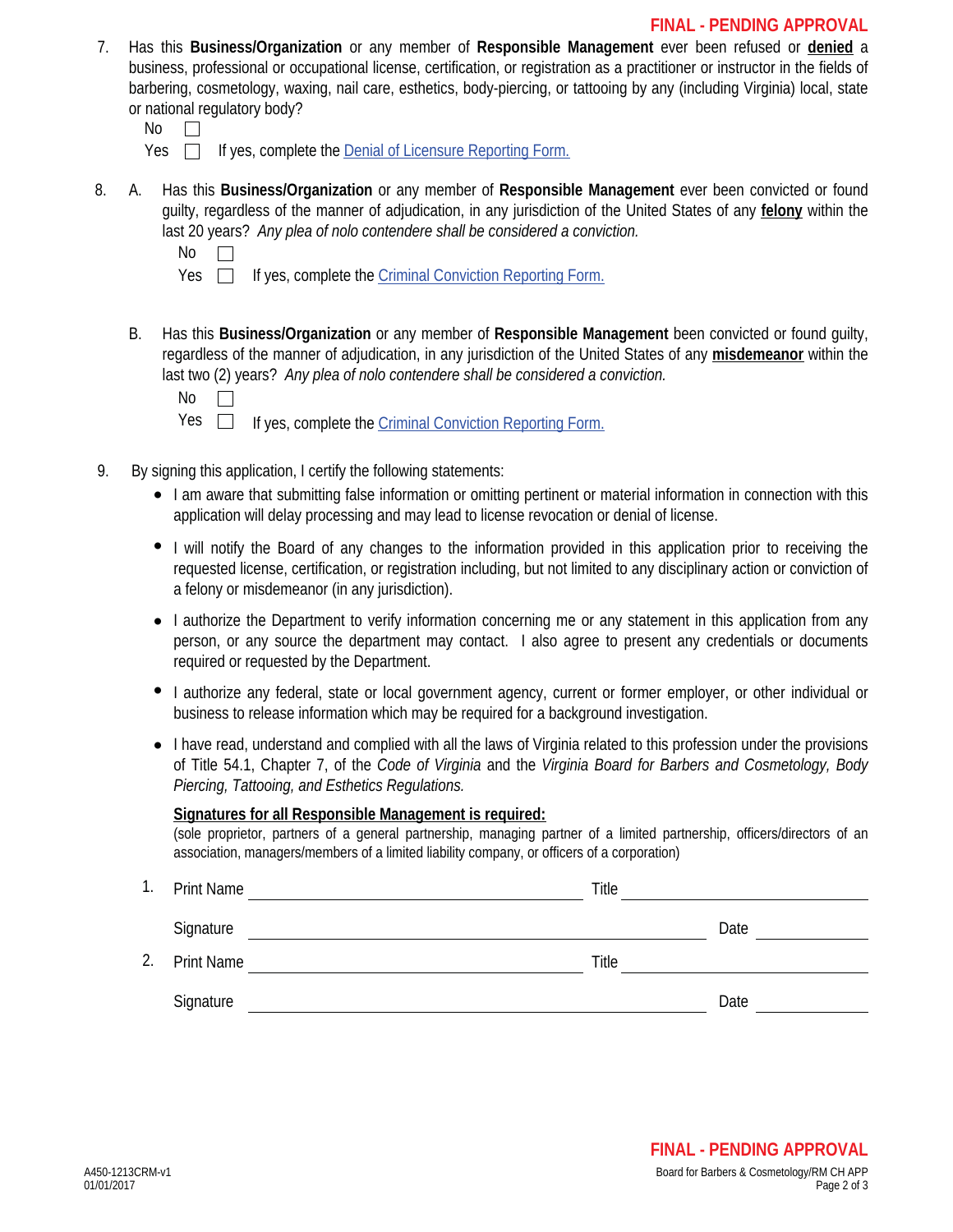7. Has this **Business/Organization** or any member of **Responsible Management** ever been refused or **denied** a business, professional or occupational license, certification, or registration as a practitioner or instructor in the fields of barbering, cosmetology, waxing, nail care, esthetics, body-piercing, or tattooing by any (including Virginia) local, state or national regulatory body?

   No ☐

   Yes ☐ If yes, complete the Denial of Licensure Reporting Form.

8. A. Has this **Business/Organization** or any member of **Responsible Management** ever been convicted or found guilty, regardless of the manner of adjudication, in any jurisdiction of the United States of any **felony** within the last 20 years? *Any plea of nolo contendere shall be considered a conviction.*

   No ☐

   Yes ☐ If yes, complete the Criminal Conviction Reporting Form.

   B. Has this **Business/Organization** or any member of **Responsible Management** been convicted or found guilty, regardless of the manner of adjudication, in any jurisdiction of the United States of any **misdemeanor** within the last two (2) years? *Any plea of nolo contendere shall be considered a conviction.*

   No ☐

   Yes ☐ If yes, complete the Criminal Conviction Reporting Form.

9. By signing this application, I certify the following statements:
   - I am aware that submitting false information or omitting pertinent or material information in connection with this application will delay processing and may lead to license revocation or denial of license.
   - I will notify the Board of any changes to the information provided in this application prior to receiving the requested license, certification, or registration including, but not limited to any disciplinary action or conviction of a felony or misdemeanor (in any jurisdiction).
   - I authorize the Department to verify information concerning me or any statement in this application from any person, or any source the department may contact. I also agree to present any credentials or documents required or requested by the Department.
   - I authorize any federal, state or local government agency, current or former employer, or other individual or business to release information which may be required for a background investigation.
   - I have read, understand and complied with all the laws of Virginia related to this profession under the provisions of Title 54.1, Chapter 7, of the *Code of Virginia* and the *Virginia Board for Barbers and Cosmetology, Body Piercing, Tattooing, and Esthetics Regulations.*

   **Signatures for all Responsible Management is required:**

   (sole proprietor, partners of a general partnership, managing partner of a limited partnership, officers/directors of an association, managers/members of a limited liability company, or officers of a corporation)

   1. Print Name ______________________ Title ______________________

      Signature ______________________ Date ____________

   2. Print Name ______________________ Title ______________________

      Signature ______________________ Date ____________

A450-1213CRM-v1
01/01/2017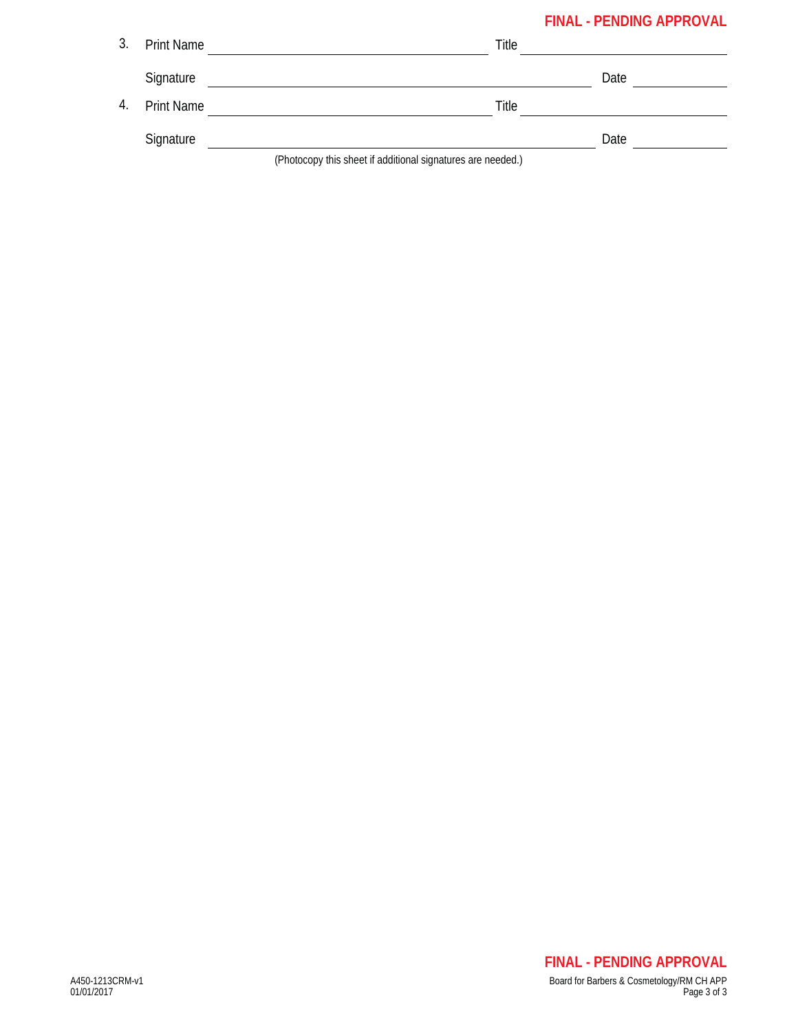3. Print Name \_\_\_\_\_\_\_\_\_\_\_\_\_\_\_\_\_\_\_\_\_\_\_\_\_\_\_\_\_\_ Title \_\_\_\_\_\_\_\_\_\_\_\_\_\_\_\_\_\_\_\_\_\_\_\_

   Signature \_\_\_\_\_\_\_\_\_\_\_\_\_\_\_\_\_\_\_\_\_\_\_\_\_\_\_\_\_\_\_\_\_\_\_\_\_\_\_\_ Date \_\_\_\_\_\_\_\_\_\_\_\_

4. Print Name \_\_\_\_\_\_\_\_\_\_\_\_\_\_\_\_\_\_\_\_\_\_\_\_\_\_\_\_\_\_ Title \_\_\_\_\_\_\_\_\_\_\_\_\_\_\_\_\_\_\_\_\_\_\_\_

   Signature \_\_\_\_\_\_\_\_\_\_\_\_\_\_\_\_\_\_\_\_\_\_\_\_\_\_\_\_\_\_\_\_\_\_\_\_\_\_\_\_ Date \_\_\_\_\_\_\_\_\_\_\_\_

(Photocopy this sheet if additional signatures are needed.)